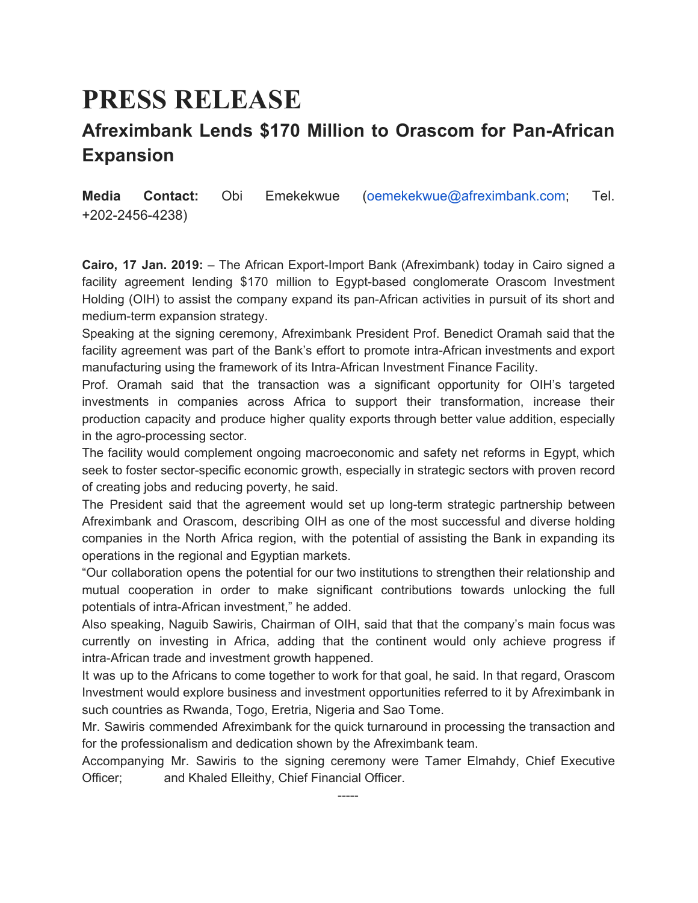# PRESS RELEASE

## Afreximbank Lends $170 Million to Orascom for Pan-African Expansion

**Media Contact:** Obi Emekekwue (oemekekwue@afreximbank.com; Tel. +202-2456-4238)

**Cairo, 17 Jan. 2019:** – The African Export-Import Bank (Afreximbank) today in Cairo signed a facility agreement lending $170 million to Egypt-based conglomerate Orascom Investment Holding (OIH) to assist the company expand its pan-African activities in pursuit of its short and medium-term expansion strategy.

Speaking at the signing ceremony, Afreximbank President Prof. Benedict Oramah said that the facility agreement was part of the Bank's effort to promote intra-African investments and export manufacturing using the framework of its Intra-African Investment Finance Facility.

Prof. Oramah said that the transaction was a significant opportunity for OIH's targeted investments in companies across Africa to support their transformation, increase their production capacity and produce higher quality exports through better value addition, especially in the agro-processing sector.

The facility would complement ongoing macroeconomic and safety net reforms in Egypt, which seek to foster sector-specific economic growth, especially in strategic sectors with proven record of creating jobs and reducing poverty, he said.

The President said that the agreement would set up long-term strategic partnership between Afreximbank and Orascom, describing OIH as one of the most successful and diverse holding companies in the North Africa region, with the potential of assisting the Bank in expanding its operations in the regional and Egyptian markets.

"Our collaboration opens the potential for our two institutions to strengthen their relationship and mutual cooperation in order to make significant contributions towards unlocking the full potentials of intra-African investment," he added.

Also speaking, Naguib Sawiris, Chairman of OIH, said that that the company's main focus was currently on investing in Africa, adding that the continent would only achieve progress if intra-African trade and investment growth happened.

It was up to the Africans to come together to work for that goal, he said. In that regard, Orascom Investment would explore business and investment opportunities referred to it by Afreximbank in such countries as Rwanda, Togo, Eretria, Nigeria and Sao Tome.

Mr. Sawiris commended Afreximbank for the quick turnaround in processing the transaction and for the professionalism and dedication shown by the Afreximbank team.

Accompanying Mr. Sawiris to the signing ceremony were Tamer Elmahdy, Chief Executive Officer; and Khaled Elleithy, Chief Financial Officer.

-----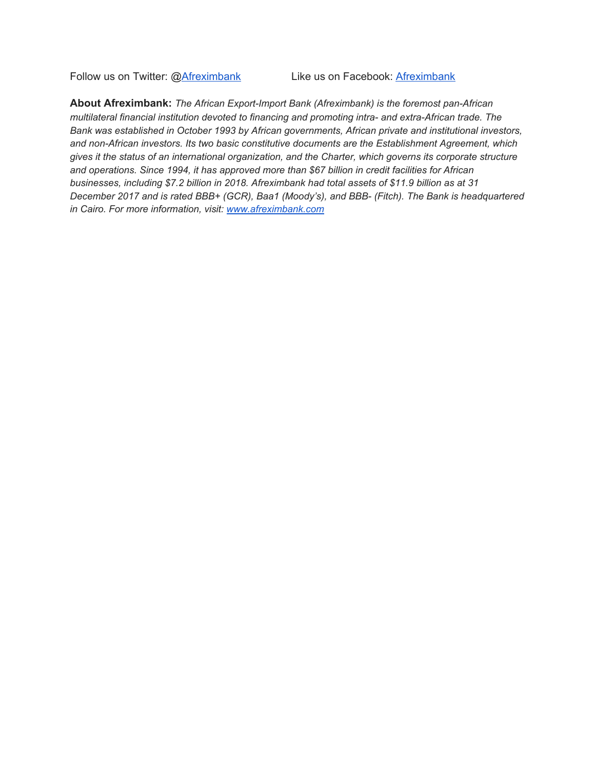Follow us on Twitter: @Afreximbank Like us on Facebook: Afreximbank

**About Afreximbank:** *The African Export-Import Bank (Afreximbank) is the foremost pan-African multilateral financial institution devoted to financing and promoting intra- and extra-African trade. The Bank was established in October 1993 by African governments, African private and institutional investors, and non-African investors. Its two basic constitutive documents are the Establishment Agreement, which gives it the status of an international organization, and the Charter, which governs its corporate structure and operations. Since 1994, it has approved more than $67 billion in credit facilities for African businesses, including $7.2 billion in 2018. Afreximbank had total assets of $11.9 billion as at 31 December 2017 and is rated BBB+ (GCR), Baa1 (Moody's), and BBB- (Fitch). The Bank is headquartered in Cairo. For more information, visit: www.afreximbank.com*